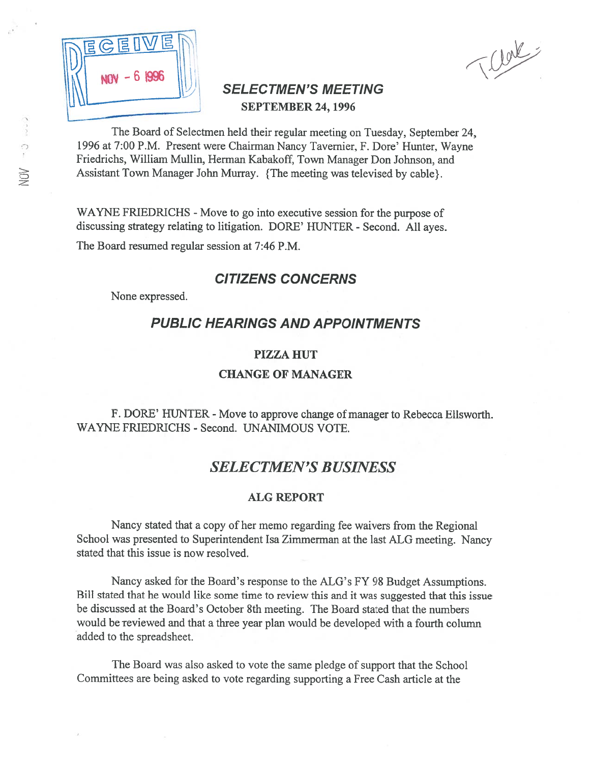RECEIVED NOV - 6 1996

T Clerk

# SELECTMEN'S MEETING

**SEPTEMBER 24, 1996**

The Board of Selectmen held their regular meeting on Tuesday, September 24, 1996 at 7:00 P.M. Present were Chairman Nancy Tavernier, F. Dore' Hunter, Wayne Friedrichs, William Mullin, Herman Kabakoff, Town Manager Don Johnson, and Assistant Town Manager John Murray. {The meeting was televised by cable}.

WAYNE FRIEDRICHS - Move to go into executive session for the purpose of discussing strategy relating to litigation. DORE' HUNTER - Second. All ayes.

The Board resumed regular session at 7:46 P.M.

## CITIZENS CONCERNS

None expressed.

## PUBLIC HEARINGS AND APPOINTMENTS

### PIZZA HUT

### CHANGE OF MANAGER

F. DORE' HUNTER - Move to approve change of manager to Rebecca Ellsworth. WAYNE FRIEDRICHS - Second. UNANIMOUS VOTE.

## SELECTMEN'S BUSINESS

### ALG REPORT

Nancy stated that a copy of her memo regarding fee waivers from the Regional School was presented to Superintendent Isa Zimmerman at the last ALG meeting. Nancy stated that this issue is now resolved.

Nancy asked for the Board's response to the ALG's FY 98 Budget Assumptions. Bill stated that he would like some time to review this and it was suggested that this issue be discussed at the Board's October 8th meeting. The Board stated that the numbers would be reviewed and that a three year plan would be developed with a fourth column added to the spreadsheet.

The Board was also asked to vote the same pledge of support that the School Committees are being asked to vote regarding supporting a Free Cash article at the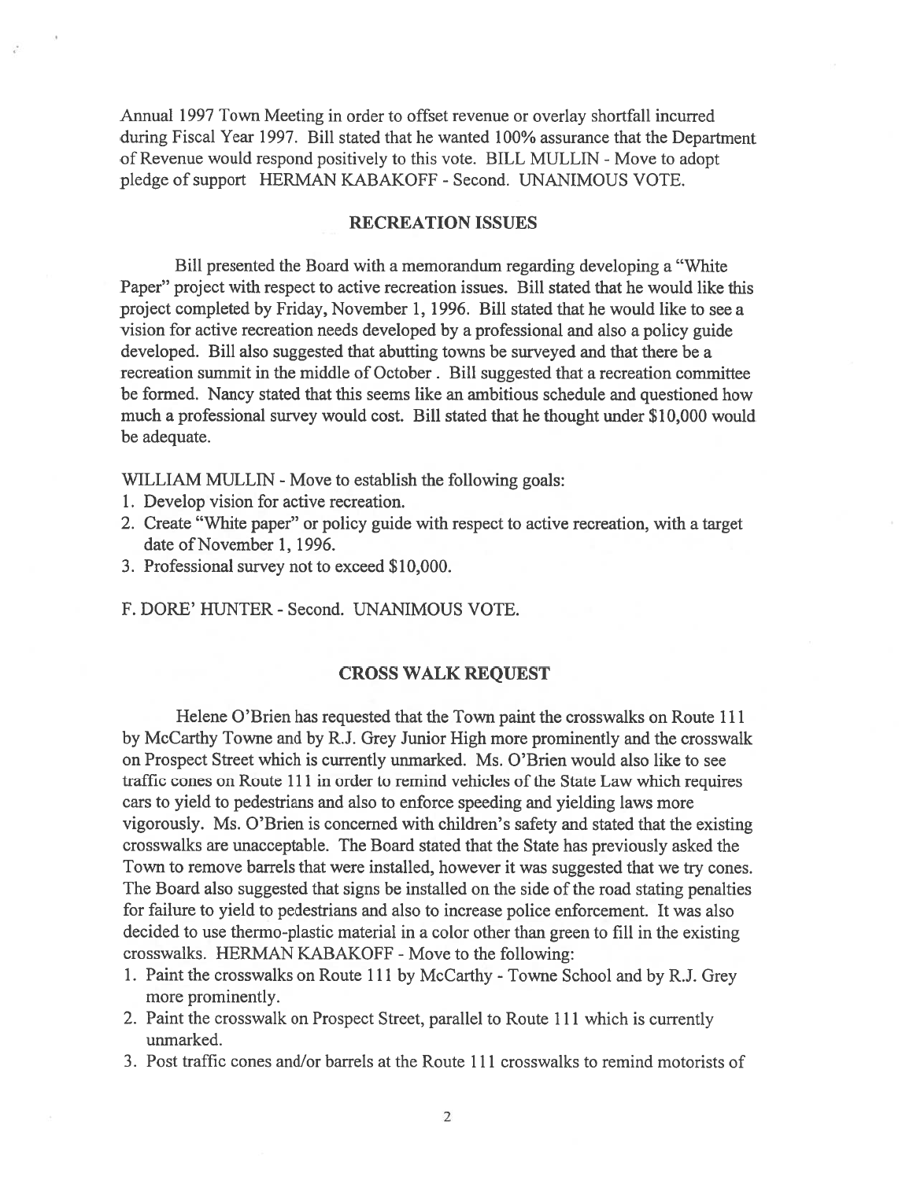Annual 1997 Town Meeting in order to offset revenue or overlay shortfall incurred during Fiscal Year 1997. Bill stated that he wanted 100% assurance that the Department of Revenue would respond positively to this vote. BILL MULLIN - Move to adopt pledge of support HERMAN KABAKOFF - Second. UNANIMOUS VOTE.

## RECREATION ISSUES

Bill presented the Board with a memorandum regarding developing a "White Paper" project with respect to active recreation issues. Bill stated that he would like this project completed by Friday, November 1, 1996. Bill stated that he would like to see a vision for active recreation needs developed by a professional and also a policy guide developed. Bill also suggested that abutting towns be surveyed and that there be a recreation summit in the middle of October . Bill suggested that a recreation committee be formed. Nancy stated that this seems like an ambitious schedule and questioned how much a professional survey would cost. Bill stated that he thought under $10,000 would be adequate.

WILLIAM MULLIN - Move to establish the following goals:

1. Develop vision for active recreation.
2. Create "White paper" or policy guide with respect to active recreation, with a target date of November 1, 1996.
3. Professional survey not to exceed $10,000.

F. DORE' HUNTER - Second. UNANIMOUS VOTE.

## CROSS WALK REQUEST

Helene O'Brien has requested that the Town paint the crosswalks on Route 111 by McCarthy Towne and by R.J. Grey Junior High more prominently and the crosswalk on Prospect Street which is currently unmarked. Ms. O'Brien would also like to see traffic cones on Route 111 in order to remind vehicles of the State Law which requires cars to yield to pedestrians and also to enforce speeding and yielding laws more vigorously. Ms. O'Brien is concerned with children's safety and stated that the existing crosswalks are unacceptable. The Board stated that the State has previously asked the Town to remove barrels that were installed, however it was suggested that we try cones. The Board also suggested that signs be installed on the side of the road stating penalties for failure to yield to pedestrians and also to increase police enforcement. It was also decided to use thermo-plastic material in a color other than green to fill in the existing crosswalks. HERMAN KABAKOFF - Move to the following:

1. Paint the crosswalks on Route 111 by McCarthy - Towne School and by R.J. Grey more prominently.
2. Paint the crosswalk on Prospect Street, parallel to Route 111 which is currently unmarked.
3. Post traffic cones and/or barrels at the Route 111 crosswalks to remind motorists of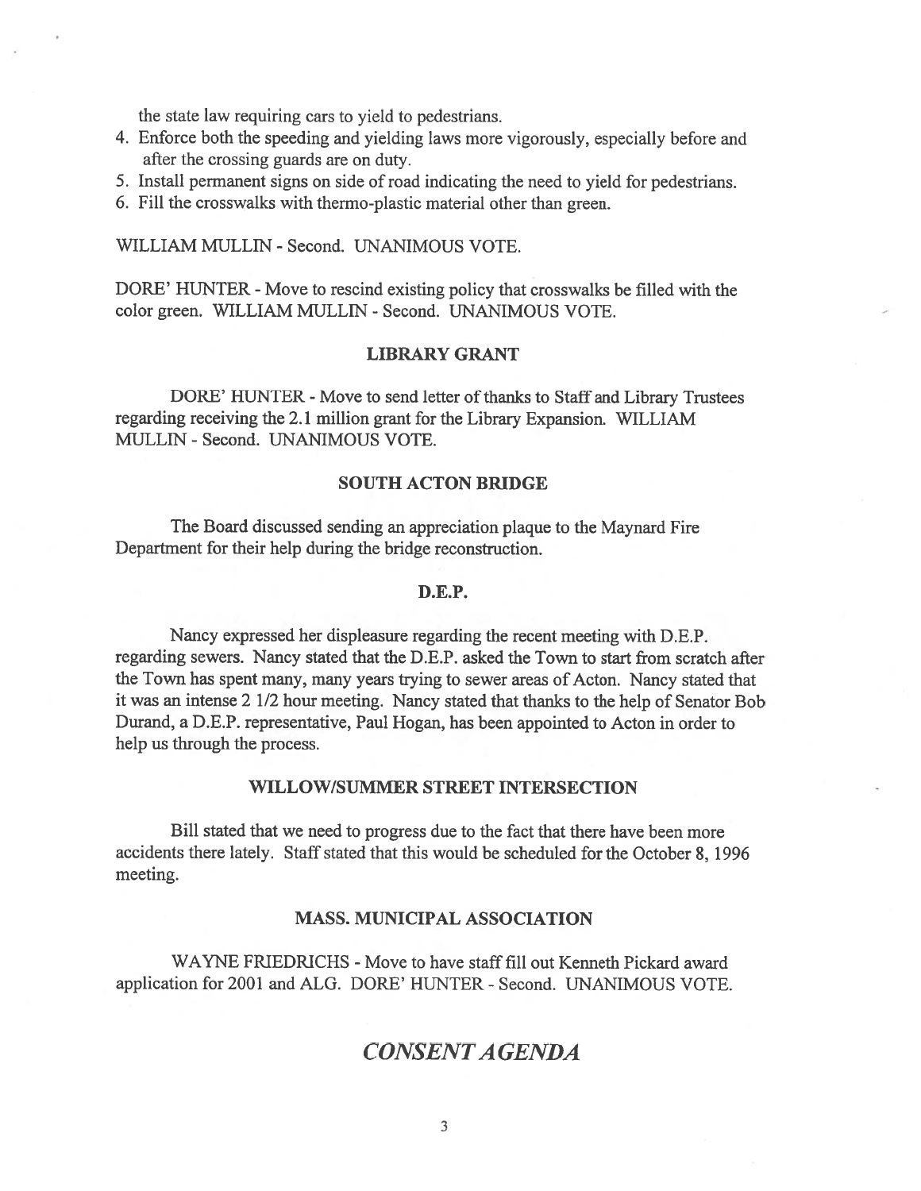the state law requiring cars to yield to pedestrians.

4. Enforce both the speeding and yielding laws more vigorously, especially before and after the crossing guards are on duty.
5. Install permanent signs on side of road indicating the need to yield for pedestrians.
6. Fill the crosswalks with thermo-plastic material other than green.

WILLIAM MULLIN - Second. UNANIMOUS VOTE.

DORE' HUNTER - Move to rescind existing policy that crosswalks be filled with the color green. WILLIAM MULLIN - Second. UNANIMOUS VOTE.

## LIBRARY GRANT

DORE' HUNTER - Move to send letter of thanks to Staff and Library Trustees regarding receiving the 2.1 million grant for the Library Expansion. WILLIAM MULLIN - Second. UNANIMOUS VOTE.

## SOUTH ACTON BRIDGE

The Board discussed sending an appreciation plaque to the Maynard Fire Department for their help during the bridge reconstruction.

## D.E.P.

Nancy expressed her displeasure regarding the recent meeting with D.E.P. regarding sewers. Nancy stated that the D.E.P. asked the Town to start from scratch after the Town has spent many, many years trying to sewer areas of Acton. Nancy stated that it was an intense 2 1/2 hour meeting. Nancy stated that thanks to the help of Senator Bob Durand, a D.E.P. representative, Paul Hogan, has been appointed to Acton in order to help us through the process.

## WILLOW/SUMMER STREET INTERSECTION

Bill stated that we need to progress due to the fact that there have been more accidents there lately. Staff stated that this would be scheduled for the October 8, 1996 meeting.

## MASS. MUNICIPAL ASSOCIATION

WAYNE FRIEDRICHS - Move to have staff fill out Kenneth Pickard award application for 2001 and ALG. DORE' HUNTER - Second. UNANIMOUS VOTE.

# *CONSENT AGENDA*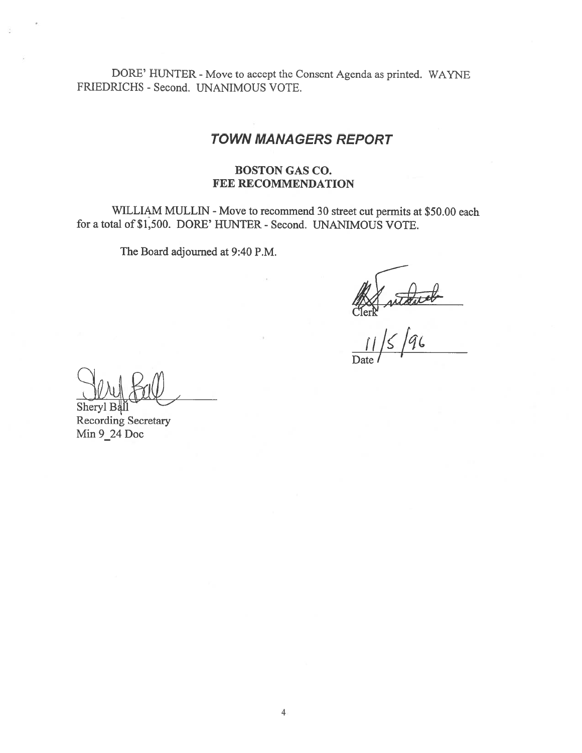DORE' HUNTER - Move to accept the Consent Agenda as printed. WAYNE FRIEDRICHS - Second. UNANIMOUS VOTE.

## *TOWN MANAGERS REPORT*

### BOSTON GAS CO.
### FEE RECOMMENDATION

WILLIAM MULLIN - Move to recommend 30 street cut permits at $50.00 each for a total of $1,500. DORE' HUNTER - Second. UNANIMOUS VOTE.

The Board adjourned at 9:40 P.M.

Clerk

11/5/96
Date

Sheryl Ball
Recording Secretary
Min 9_24 Doc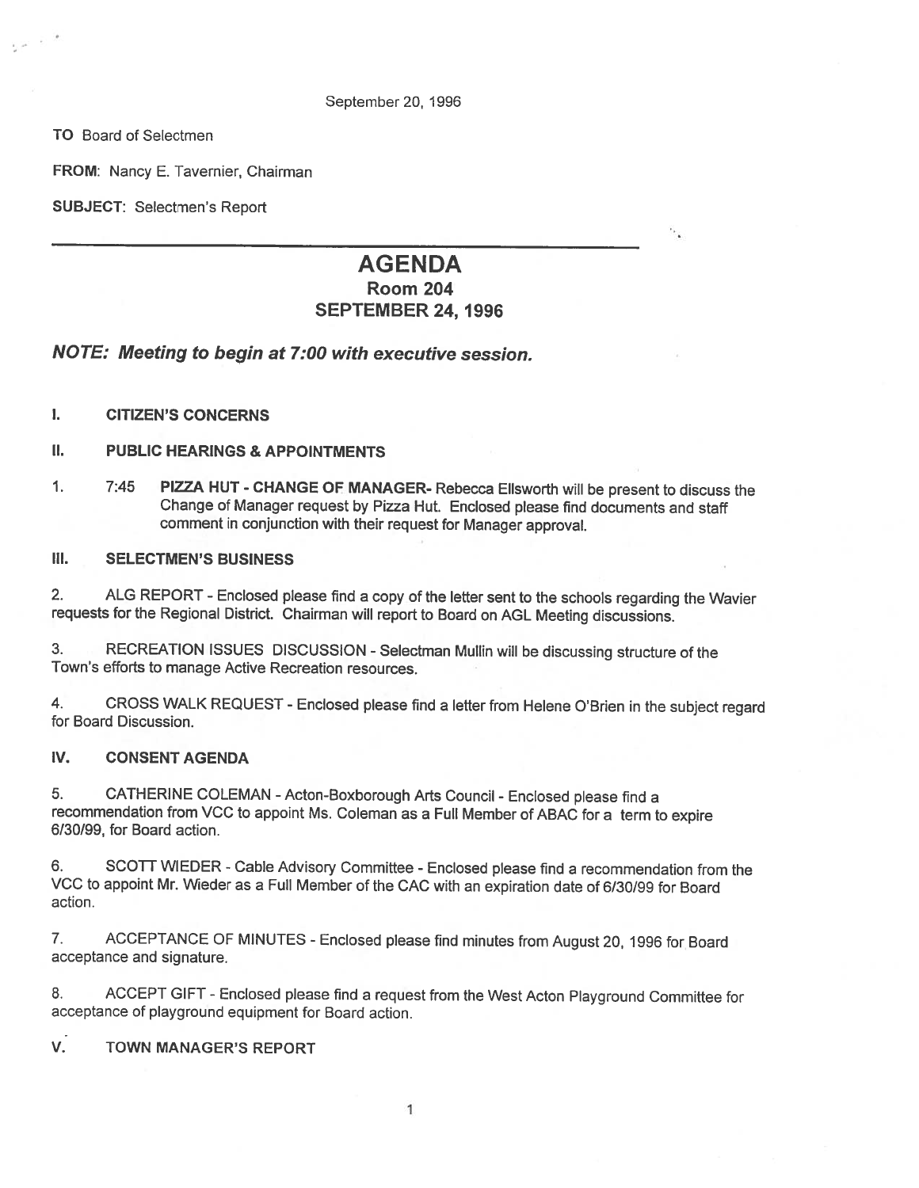September 20, 1996

**TO** Board of Selectmen

**FROM:** Nancy E. Tavernier, Chairman

**SUBJECT:** Selectmen's Report

---

# AGENDA

## Room 204

## SEPTEMBER 24, 1996

***NOTE: Meeting to begin at 7:00 with executive session.***

**I. CITIZEN'S CONCERNS**

**II. PUBLIC HEARINGS & APPOINTMENTS**

1. 7:45 **PIZZA HUT - CHANGE OF MANAGER-** Rebecca Ellsworth will be present to discuss the Change of Manager request by Pizza Hut. Enclosed please find documents and staff comment in conjunction with their request for Manager approval.

**III. SELECTMEN'S BUSINESS**

2. ALG REPORT - Enclosed please find a copy of the letter sent to the schools regarding the Wavier requests for the Regional District. Chairman will report to Board on AGL Meeting discussions.

3. RECREATION ISSUES DISCUSSION - Selectman Mullin will be discussing structure of the Town's efforts to manage Active Recreation resources.

4. CROSS WALK REQUEST - Enclosed please find a letter from Helene O'Brien in the subject regard for Board Discussion.

**IV. CONSENT AGENDA**

5. CATHERINE COLEMAN - Acton-Boxborough Arts Council - Enclosed please find a recommendation from VCC to appoint Ms. Coleman as a Full Member of ABAC for a term to expire 6/30/99, for Board action.

6. SCOTT WIEDER - Cable Advisory Committee - Enclosed please find a recommendation from the VCC to appoint Mr. Wieder as a Full Member of the CAC with an expiration date of 6/30/99 for Board action.

7. ACCEPTANCE OF MINUTES - Enclosed please find minutes from August 20, 1996 for Board acceptance and signature.

8. ACCEPT GIFT - Enclosed please find a request from the West Acton Playground Committee for acceptance of playground equipment for Board action.

**V. TOWN MANAGER'S REPORT**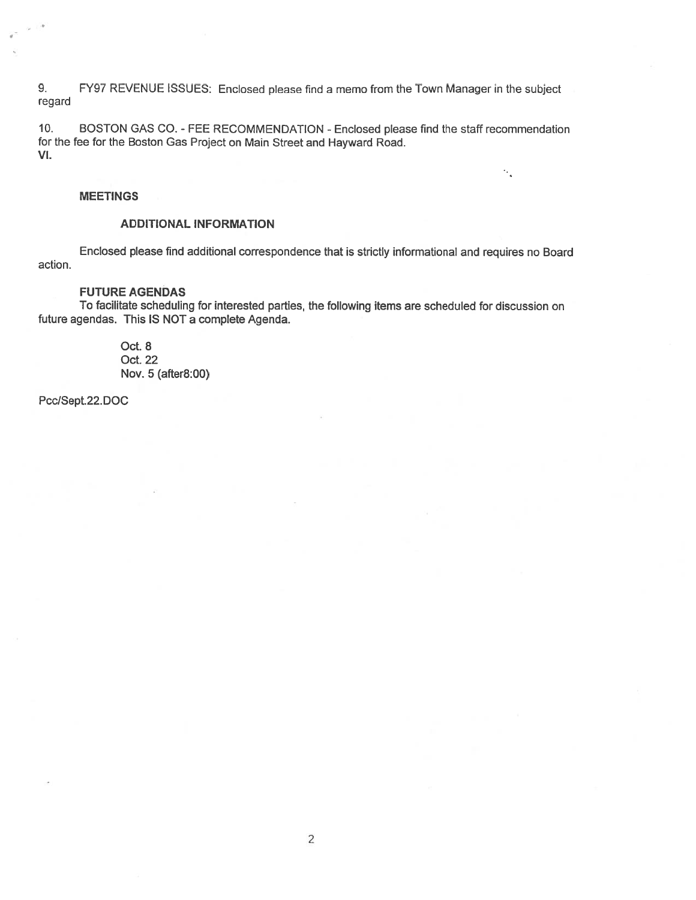9. FY97 REVENUE ISSUES: Enclosed please find a memo from the Town Manager in the subject regard

10. BOSTON GAS CO. - FEE RECOMMENDATION - Enclosed please find the staff recommendation for the fee for the Boston Gas Project on Main Street and Hayward Road.

**VI.**

**MEETINGS**

**ADDITIONAL INFORMATION**

Enclosed please find additional correspondence that is strictly informational and requires no Board action.

**FUTURE AGENDAS**

To facilitate scheduling for interested parties, the following items are scheduled for discussion on future agendas. This IS NOT a complete Agenda.

Oct. 8
Oct. 22
Nov. 5 (after8:00)

Pcc/Sept.22.DOC